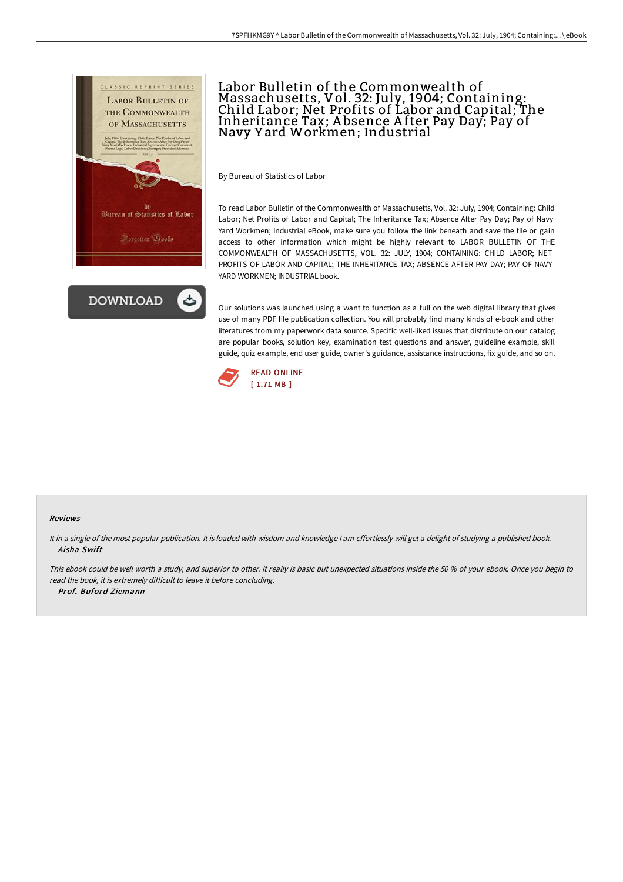# Labor Bulletin of the Commonwealth of Massachusetts, Vol. 32: July, 1904; Containing: Child Labor; Net Profits of Labor and Capital; The Inheritance Tax; Absence After Pay Day; Pay of Navy Yard Workmen; Industrial

By Bureau of Statistics of Labor

To read Labor Bulletin of the Commonwealth of Massachusetts, Vol. 32: July, 1904; Containing: Child Labor; Net Profits of Labor and Capital; The Inheritance Tax; Absence After Pay Day; Pay of Navy Yard Workmen; Industrial eBook, make sure you follow the link beneath and save the file or gain access to other information which might be highly relevant to LABOR BULLETIN OF THE COMMONWEALTH OF MASSACHUSETTS, VOL. 32: JULY, 1904; CONTAINING: CHILD LABOR; NET PROFITS OF LABOR AND CAPITAL; THE INHERITANCE TAX; ABSENCE AFTER PAY DAY; PAY OF NAVY YARD WORKMEN; INDUSTRIAL book.

Our solutions was launched using a want to function as a full on the web digital library that gives use of many PDF file publication collection. You will probably find many kinds of e-book and other literatures from my paperwork data source. Specific well-liked issues that distribute on our catalog are popular books, solution key, examination test questions and answer, guideline example, skill guide, quiz example, end user guide, owner's guidance, assistance instructions, fix guide, and so on.

READ ONLINE
[ 1.71 MB ]

#### Reviews

*It in a single of the most popular publication. It is loaded with wisdom and knowledge I am effortlessly will get a delight of studying a published book.*
*-- Aisha Swift*

*This ebook could be well worth a study, and superior to other. It really is basic but unexpected situations inside the 50 % of your ebook. Once you begin to read the book, it is extremely difficult to leave it before concluding.*
*-- Prof. Buford Ziemann*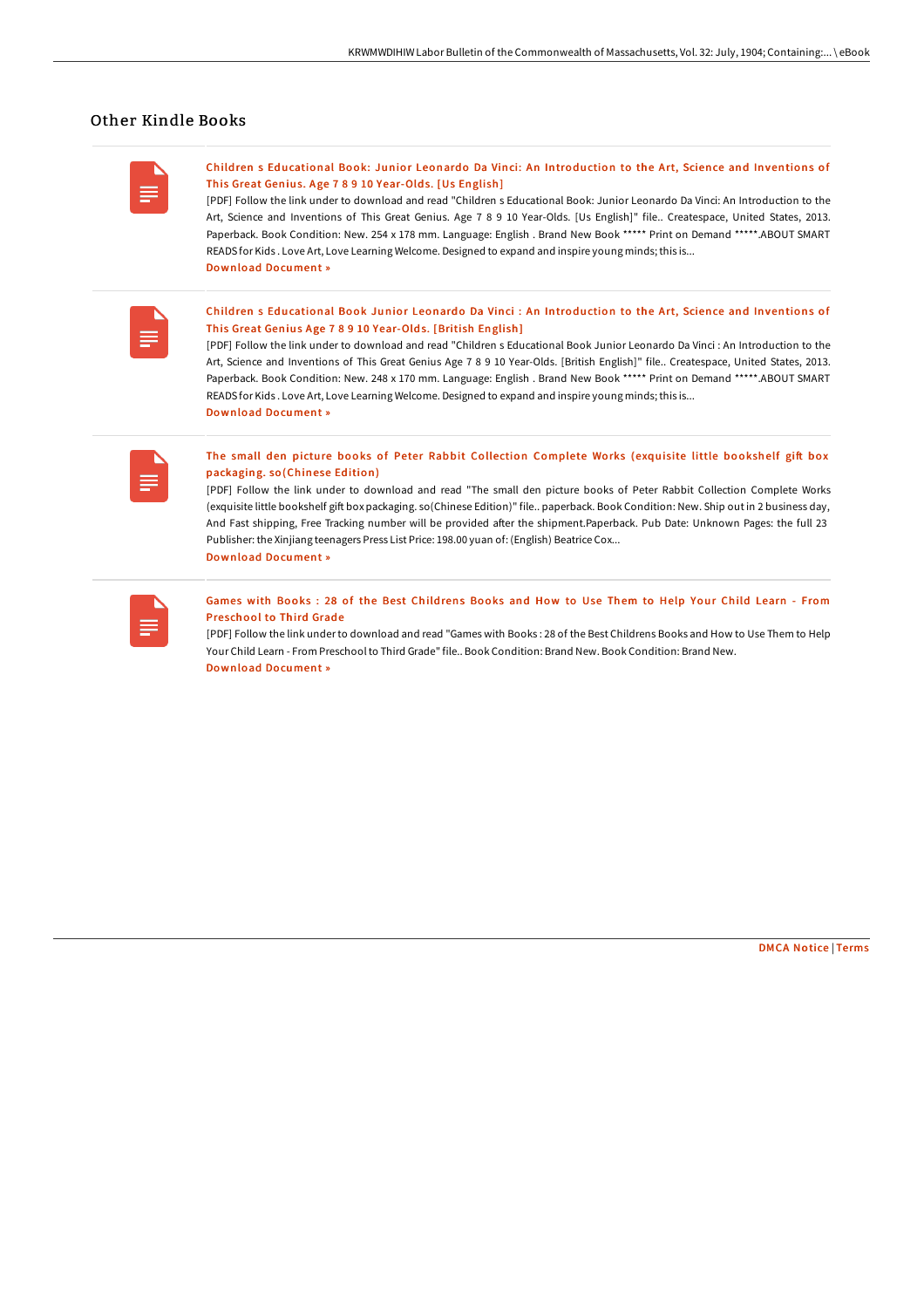## Other Kindle Books

### Children s Educational Book: Junior Leonardo Da Vinci: An Introduction to the Art, Science and Inventions of This Great Genius. Age 7 8 9 10 Year-Olds. [Us English]

[PDF] Follow the link under to download and read "Children s Educational Book: Junior Leonardo Da Vinci: An Introduction to the Art, Science and Inventions of This Great Genius. Age 7 8 9 10 Year-Olds. [Us English]" file.. Createspace, United States, 2013. Paperback. Book Condition: New. 254 x 178 mm. Language: English . Brand New Book ***** Print on Demand *****.ABOUT SMART READS for Kids . Love Art, Love Learning Welcome. Designed to expand and inspire young minds; this is...

Download Document »

### Children s Educational Book Junior Leonardo Da Vinci : An Introduction to the Art, Science and Inventions of This Great Genius Age 7 8 9 10 Year-Olds. [British English]

[PDF] Follow the link under to download and read "Children s Educational Book Junior Leonardo Da Vinci : An Introduction to the Art, Science and Inventions of This Great Genius Age 7 8 9 10 Year-Olds. [British English]" file.. Createspace, United States, 2013. Paperback. Book Condition: New. 248 x 170 mm. Language: English . Brand New Book ***** Print on Demand *****.ABOUT SMART READS for Kids . Love Art, Love Learning Welcome. Designed to expand and inspire young minds; this is...

Download Document »

### The small den picture books of Peter Rabbit Collection Complete Works (exquisite little bookshelf gift box packaging. so(Chinese Edition)

[PDF] Follow the link under to download and read "The small den picture books of Peter Rabbit Collection Complete Works (exquisite little bookshelf gift box packaging. so(Chinese Edition)" file.. paperback. Book Condition: New. Ship out in 2 business day, And Fast shipping, Free Tracking number will be provided after the shipment.Paperback. Pub Date: Unknown Pages: the full 23 Publisher: the Xinjiang teenagers Press List Price: 198.00 yuan of: (English) Beatrice Cox...

Download Document »

### Games with Books : 28 of the Best Childrens Books and How to Use Them to Help Your Child Learn - From Preschool to Third Grade

[PDF] Follow the link under to download and read "Games with Books : 28 of the Best Childrens Books and How to Use Them to Help Your Child Learn - From Preschool to Third Grade" file.. Book Condition: Brand New. Book Condition: Brand New.

Download Document »

DMCA Notice | Terms